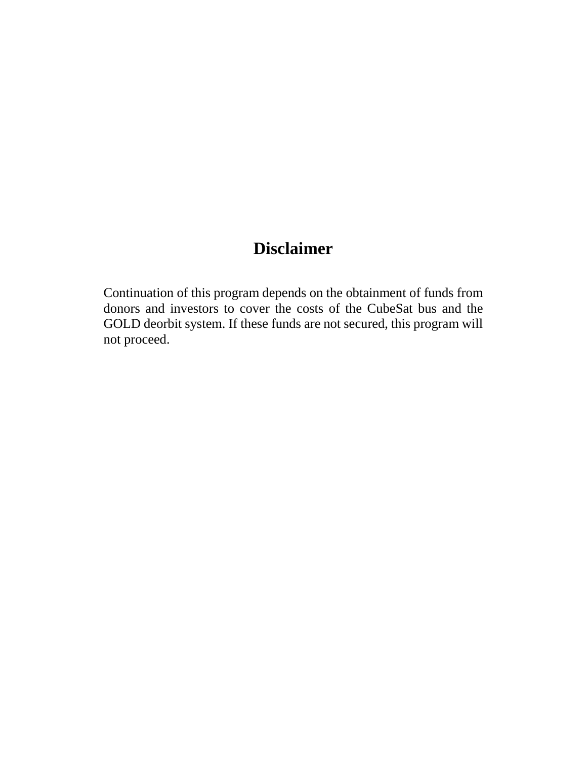# Disclaimer

Continuation of this program depends on the obtainment of funds from donors and investors to cover the costs of the CubeSat bus and the GOLD deorbit system. If these funds are not secured, this program will not proceed.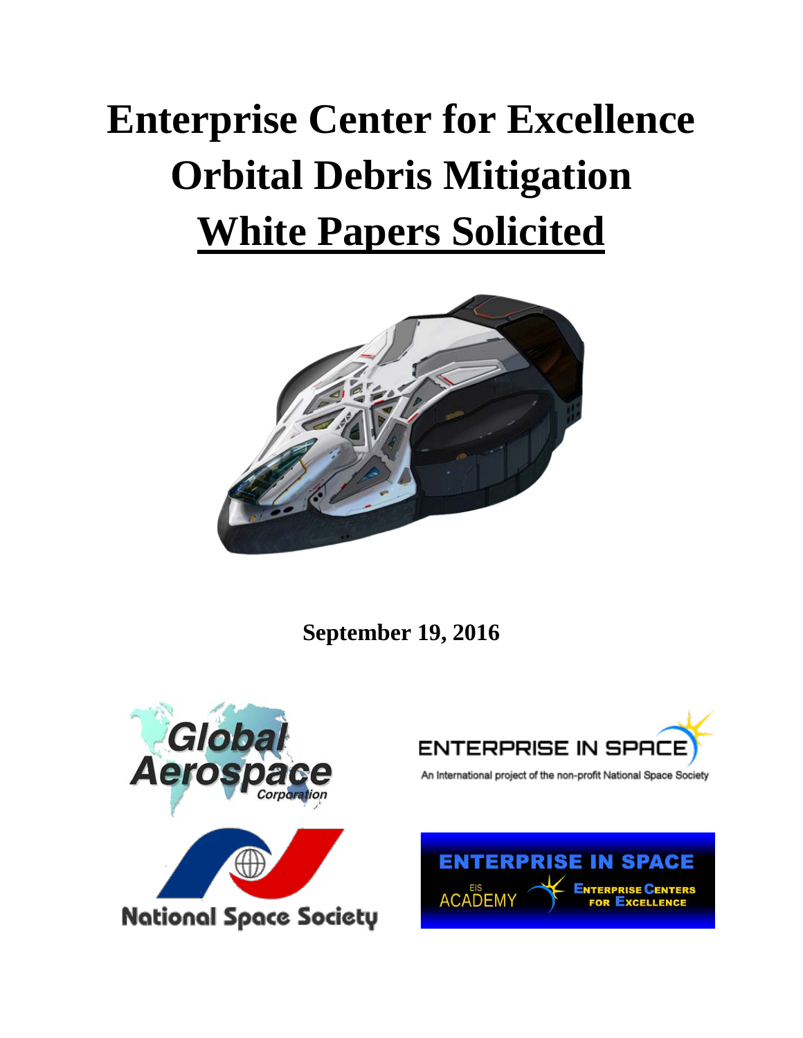# Enterprise Center for Excellence Orbital Debris Mitigation

# White Papers Solicited

**September 19, 2016**

Global Aerospace Corporation

ENTERPRISE IN SPACE

An International project of the non-profit National Space Society

National Space Society

ENTERPRISE IN SPACE

EIS ACADEMY

ENTERPRISE CENTERS FOR EXCELLENCE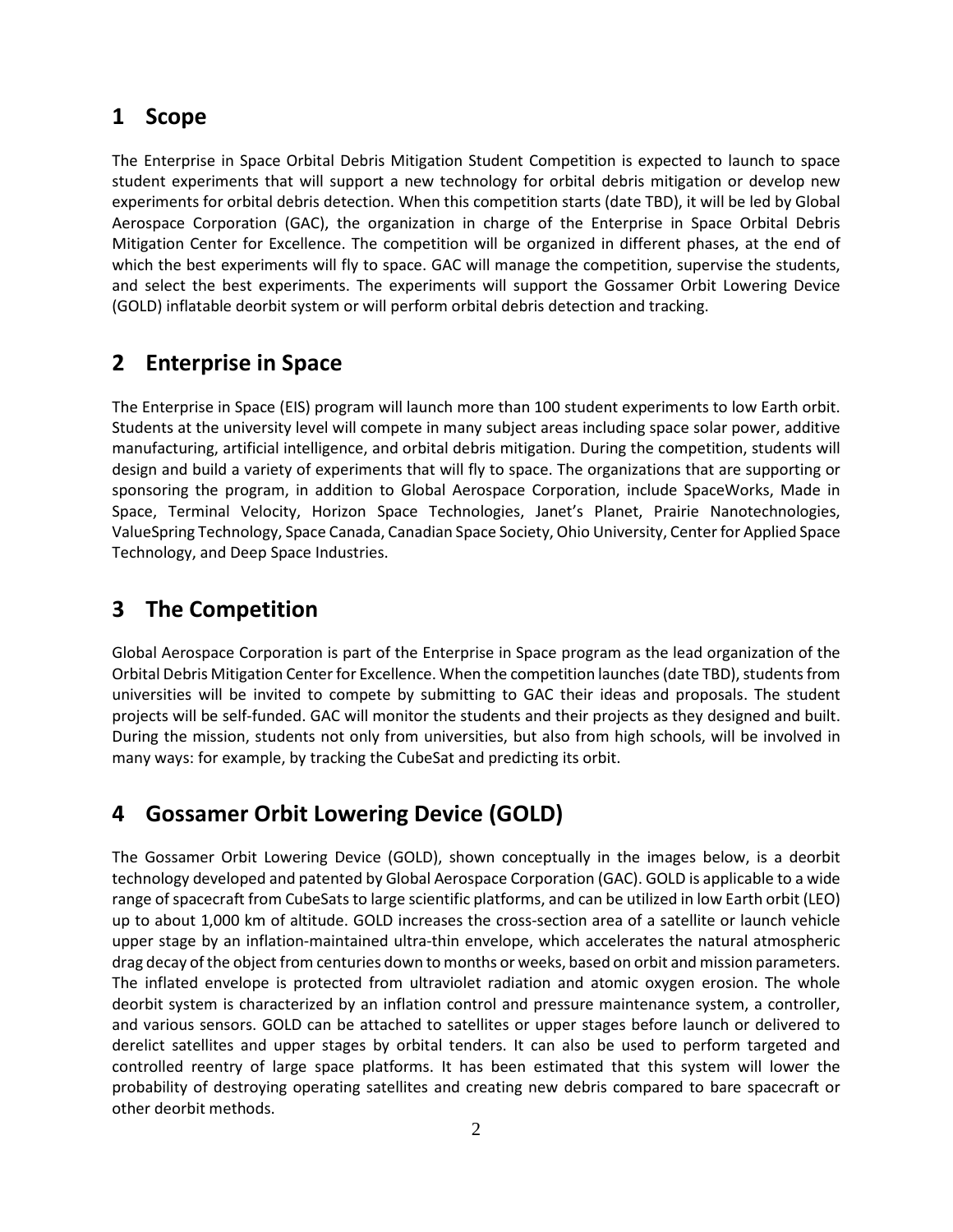## 1 Scope

The Enterprise in Space Orbital Debris Mitigation Student Competition is expected to launch to space student experiments that will support a new technology for orbital debris mitigation or develop new experiments for orbital debris detection. When this competition starts (date TBD), it will be led by Global Aerospace Corporation (GAC), the organization in charge of the Enterprise in Space Orbital Debris Mitigation Center for Excellence. The competition will be organized in different phases, at the end of which the best experiments will fly to space. GAC will manage the competition, supervise the students, and select the best experiments. The experiments will support the Gossamer Orbit Lowering Device (GOLD) inflatable deorbit system or will perform orbital debris detection and tracking.

## 2 Enterprise in Space

The Enterprise in Space (EIS) program will launch more than 100 student experiments to low Earth orbit. Students at the university level will compete in many subject areas including space solar power, additive manufacturing, artificial intelligence, and orbital debris mitigation. During the competition, students will design and build a variety of experiments that will fly to space. The organizations that are supporting or sponsoring the program, in addition to Global Aerospace Corporation, include SpaceWorks, Made in Space, Terminal Velocity, Horizon Space Technologies, Janet's Planet, Prairie Nanotechnologies, ValueSpring Technology, Space Canada, Canadian Space Society, Ohio University, Center for Applied Space Technology, and Deep Space Industries.

## 3 The Competition

Global Aerospace Corporation is part of the Enterprise in Space program as the lead organization of the Orbital Debris Mitigation Center for Excellence. When the competition launches (date TBD), students from universities will be invited to compete by submitting to GAC their ideas and proposals. The student projects will be self-funded. GAC will monitor the students and their projects as they designed and built. During the mission, students not only from universities, but also from high schools, will be involved in many ways: for example, by tracking the CubeSat and predicting its orbit.

## 4 Gossamer Orbit Lowering Device (GOLD)

The Gossamer Orbit Lowering Device (GOLD), shown conceptually in the images below, is a deorbit technology developed and patented by Global Aerospace Corporation (GAC). GOLD is applicable to a wide range of spacecraft from CubeSats to large scientific platforms, and can be utilized in low Earth orbit (LEO) up to about 1,000 km of altitude. GOLD increases the cross-section area of a satellite or launch vehicle upper stage by an inflation-maintained ultra-thin envelope, which accelerates the natural atmospheric drag decay of the object from centuries down to months or weeks, based on orbit and mission parameters. The inflated envelope is protected from ultraviolet radiation and atomic oxygen erosion. The whole deorbit system is characterized by an inflation control and pressure maintenance system, a controller, and various sensors. GOLD can be attached to satellites or upper stages before launch or delivered to derelict satellites and upper stages by orbital tenders. It can also be used to perform targeted and controlled reentry of large space platforms. It has been estimated that this system will lower the probability of destroying operating satellites and creating new debris compared to bare spacecraft or other deorbit methods.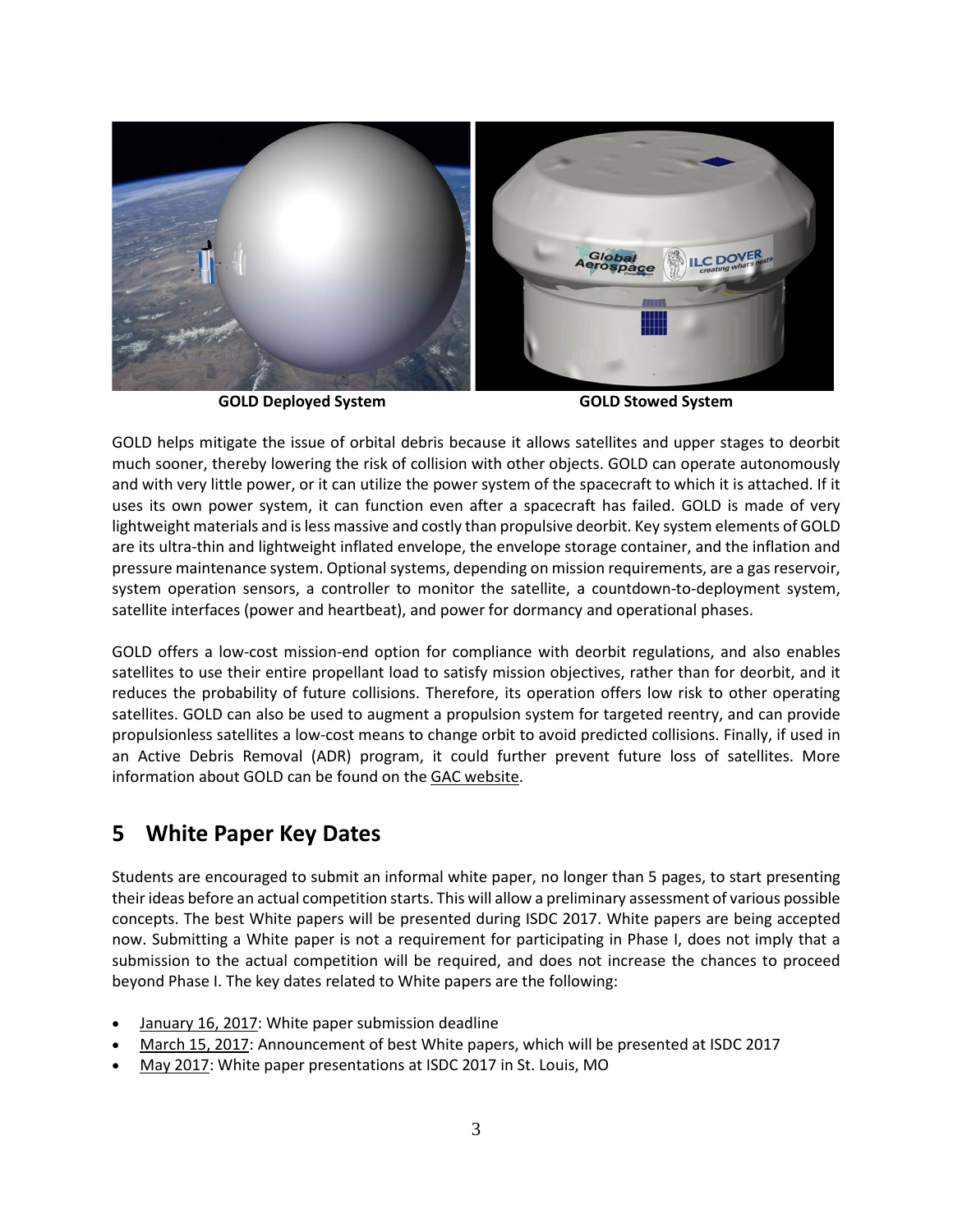**GOLD Deployed System** **GOLD Stowed System**

GOLD helps mitigate the issue of orbital debris because it allows satellites and upper stages to deorbit much sooner, thereby lowering the risk of collision with other objects. GOLD can operate autonomously and with very little power, or it can utilize the power system of the spacecraft to which it is attached. If it uses its own power system, it can function even after a spacecraft has failed. GOLD is made of very lightweight materials and is less massive and costly than propulsive deorbit. Key system elements of GOLD are its ultra-thin and lightweight inflated envelope, the envelope storage container, and the inflation and pressure maintenance system. Optional systems, depending on mission requirements, are a gas reservoir, system operation sensors, a controller to monitor the satellite, a countdown-to-deployment system, satellite interfaces (power and heartbeat), and power for dormancy and operational phases.

GOLD offers a low-cost mission-end option for compliance with deorbit regulations, and also enables satellites to use their entire propellant load to satisfy mission objectives, rather than for deorbit, and it reduces the probability of future collisions. Therefore, its operation offers low risk to other operating satellites. GOLD can also be used to augment a propulsion system for targeted reentry, and can provide propulsionless satellites a low-cost means to change orbit to avoid predicted collisions. Finally, if used in an Active Debris Removal (ADR) program, it could further prevent future loss of satellites. More information about GOLD can be found on the GAC website.

# 5 White Paper Key Dates

Students are encouraged to submit an informal white paper, no longer than 5 pages, to start presenting their ideas before an actual competition starts. This will allow a preliminary assessment of various possible concepts. The best White papers will be presented during ISDC 2017. White papers are being accepted now. Submitting a White paper is not a requirement for participating in Phase I, does not imply that a submission to the actual competition will be required, and does not increase the chances to proceed beyond Phase I. The key dates related to White papers are the following:

- January 16, 2017: White paper submission deadline
- March 15, 2017: Announcement of best White papers, which will be presented at ISDC 2017
- May 2017: White paper presentations at ISDC 2017 in St. Louis, MO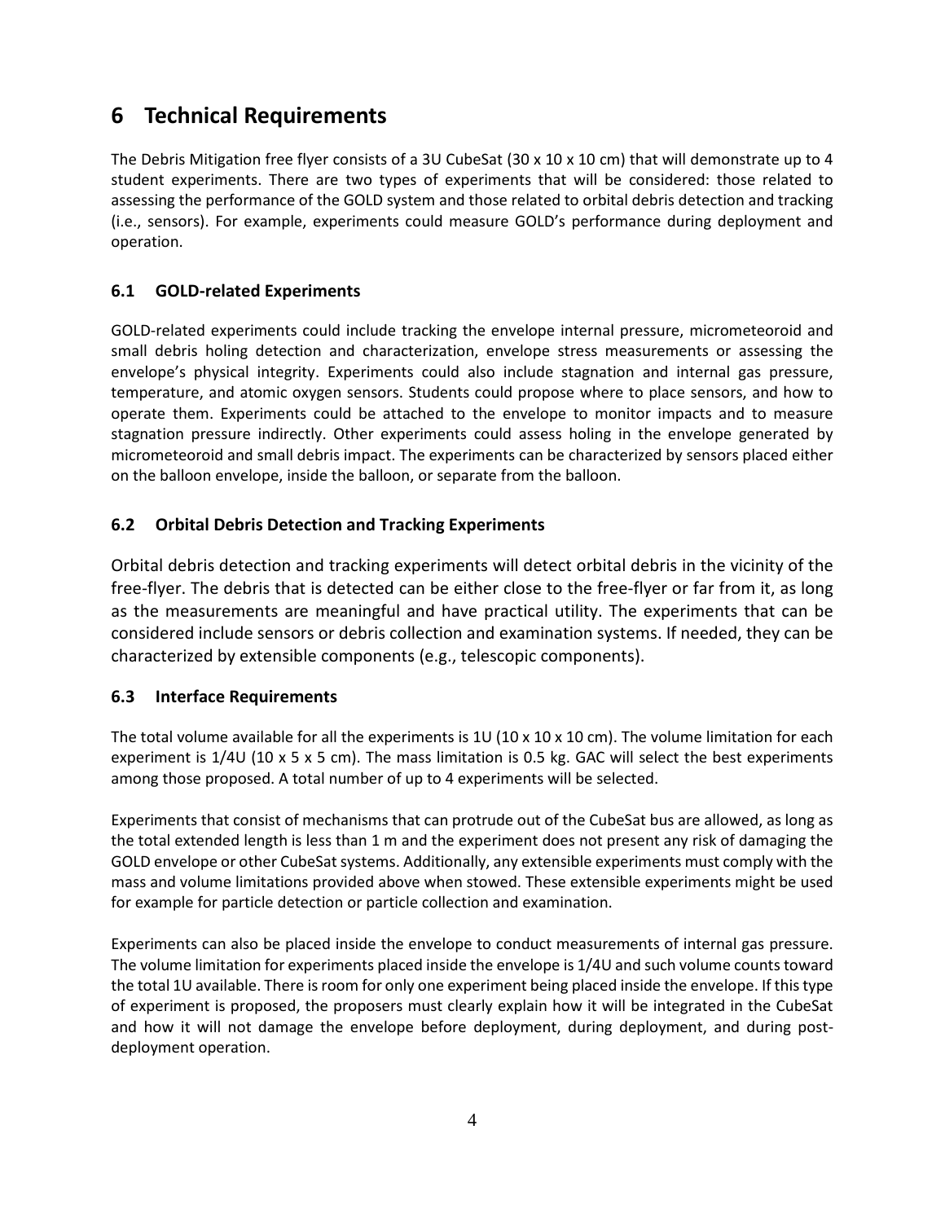# 6 Technical Requirements

The Debris Mitigation free flyer consists of a 3U CubeSat (30 x 10 x 10 cm) that will demonstrate up to 4 student experiments. There are two types of experiments that will be considered: those related to assessing the performance of the GOLD system and those related to orbital debris detection and tracking (i.e., sensors). For example, experiments could measure GOLD's performance during deployment and operation.

## 6.1 GOLD-related Experiments

GOLD-related experiments could include tracking the envelope internal pressure, micrometeoroid and small debris holing detection and characterization, envelope stress measurements or assessing the envelope's physical integrity. Experiments could also include stagnation and internal gas pressure, temperature, and atomic oxygen sensors. Students could propose where to place sensors, and how to operate them. Experiments could be attached to the envelope to monitor impacts and to measure stagnation pressure indirectly. Other experiments could assess holing in the envelope generated by micrometeoroid and small debris impact. The experiments can be characterized by sensors placed either on the balloon envelope, inside the balloon, or separate from the balloon.

## 6.2 Orbital Debris Detection and Tracking Experiments

Orbital debris detection and tracking experiments will detect orbital debris in the vicinity of the free-flyer. The debris that is detected can be either close to the free-flyer or far from it, as long as the measurements are meaningful and have practical utility. The experiments that can be considered include sensors or debris collection and examination systems. If needed, they can be characterized by extensible components (e.g., telescopic components).

## 6.3 Interface Requirements

The total volume available for all the experiments is 1U (10 x 10 x 10 cm). The volume limitation for each experiment is 1/4U (10 x 5 x 5 cm). The mass limitation is 0.5 kg. GAC will select the best experiments among those proposed. A total number of up to 4 experiments will be selected.

Experiments that consist of mechanisms that can protrude out of the CubeSat bus are allowed, as long as the total extended length is less than 1 m and the experiment does not present any risk of damaging the GOLD envelope or other CubeSat systems. Additionally, any extensible experiments must comply with the mass and volume limitations provided above when stowed. These extensible experiments might be used for example for particle detection or particle collection and examination.

Experiments can also be placed inside the envelope to conduct measurements of internal gas pressure. The volume limitation for experiments placed inside the envelope is 1/4U and such volume counts toward the total 1U available. There is room for only one experiment being placed inside the envelope. If this type of experiment is proposed, the proposers must clearly explain how it will be integrated in the CubeSat and how it will not damage the envelope before deployment, during deployment, and during post-deployment operation.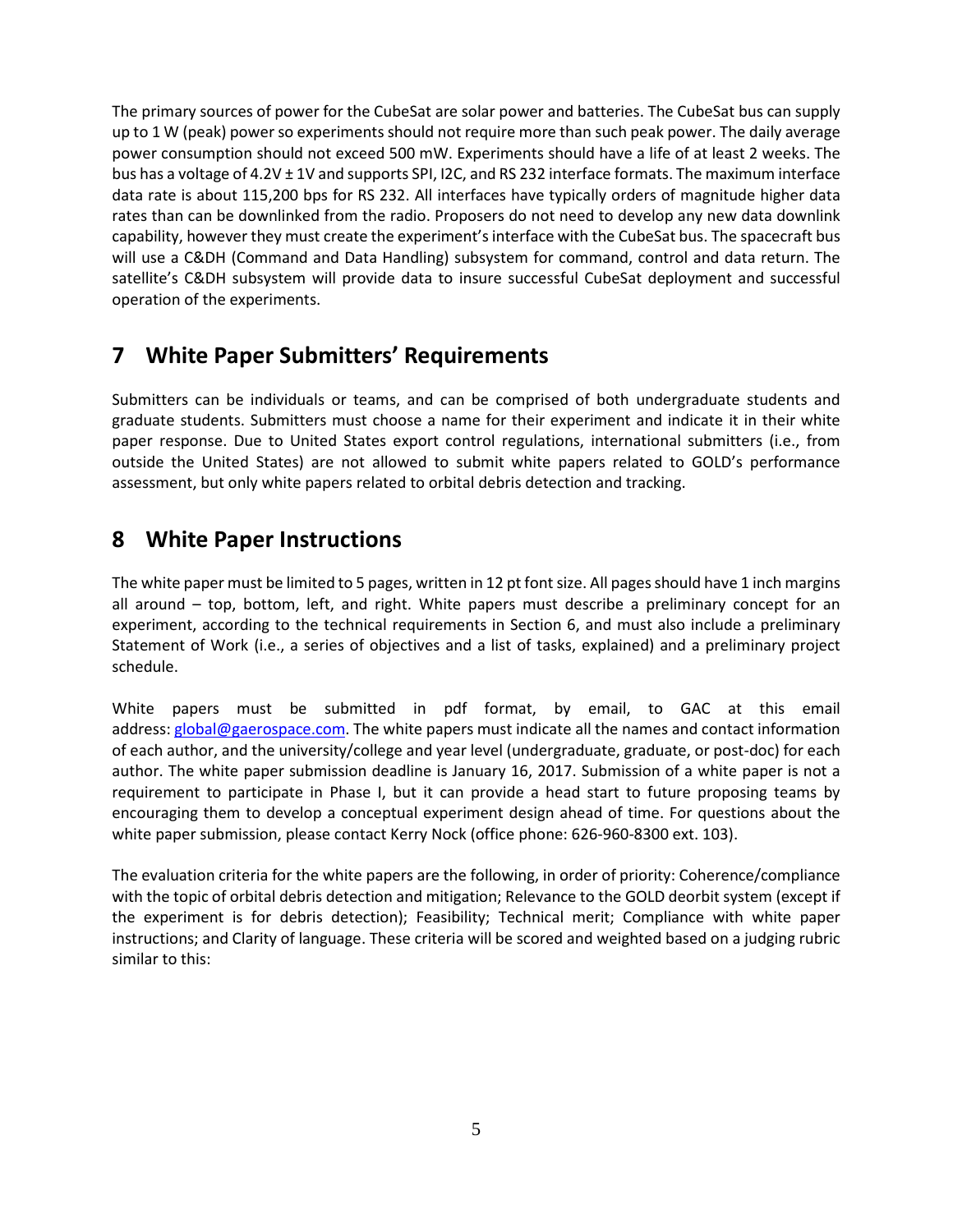The primary sources of power for the CubeSat are solar power and batteries. The CubeSat bus can supply up to 1 W (peak) power so experiments should not require more than such peak power. The daily average power consumption should not exceed 500 mW. Experiments should have a life of at least 2 weeks. The bus has a voltage of 4.2V ± 1V and supports SPI, I2C, and RS 232 interface formats. The maximum interface data rate is about 115,200 bps for RS 232. All interfaces have typically orders of magnitude higher data rates than can be downlinked from the radio. Proposers do not need to develop any new data downlink capability, however they must create the experiment's interface with the CubeSat bus. The spacecraft bus will use a C&DH (Command and Data Handling) subsystem for command, control and data return. The satellite's C&DH subsystem will provide data to insure successful CubeSat deployment and successful operation of the experiments.

## 7 White Paper Submitters' Requirements

Submitters can be individuals or teams, and can be comprised of both undergraduate students and graduate students. Submitters must choose a name for their experiment and indicate it in their white paper response. Due to United States export control regulations, international submitters (i.e., from outside the United States) are not allowed to submit white papers related to GOLD's performance assessment, but only white papers related to orbital debris detection and tracking.

## 8 White Paper Instructions

The white paper must be limited to 5 pages, written in 12 pt font size. All pages should have 1 inch margins all around – top, bottom, left, and right. White papers must describe a preliminary concept for an experiment, according to the technical requirements in Section 6, and must also include a preliminary Statement of Work (i.e., a series of objectives and a list of tasks, explained) and a preliminary project schedule.

White papers must be submitted in pdf format, by email, to GAC at this email address: [global@gaerospace.com](mailto:global@gaerospace.com). The white papers must indicate all the names and contact information of each author, and the university/college and year level (undergraduate, graduate, or post-doc) for each author. The white paper submission deadline is January 16, 2017. Submission of a white paper is not a requirement to participate in Phase I, but it can provide a head start to future proposing teams by encouraging them to develop a conceptual experiment design ahead of time. For questions about the white paper submission, please contact Kerry Nock (office phone: 626-960-8300 ext. 103).

The evaluation criteria for the white papers are the following, in order of priority: Coherence/compliance with the topic of orbital debris detection and mitigation; Relevance to the GOLD deorbit system (except if the experiment is for debris detection); Feasibility; Technical merit; Compliance with white paper instructions; and Clarity of language. These criteria will be scored and weighted based on a judging rubric similar to this: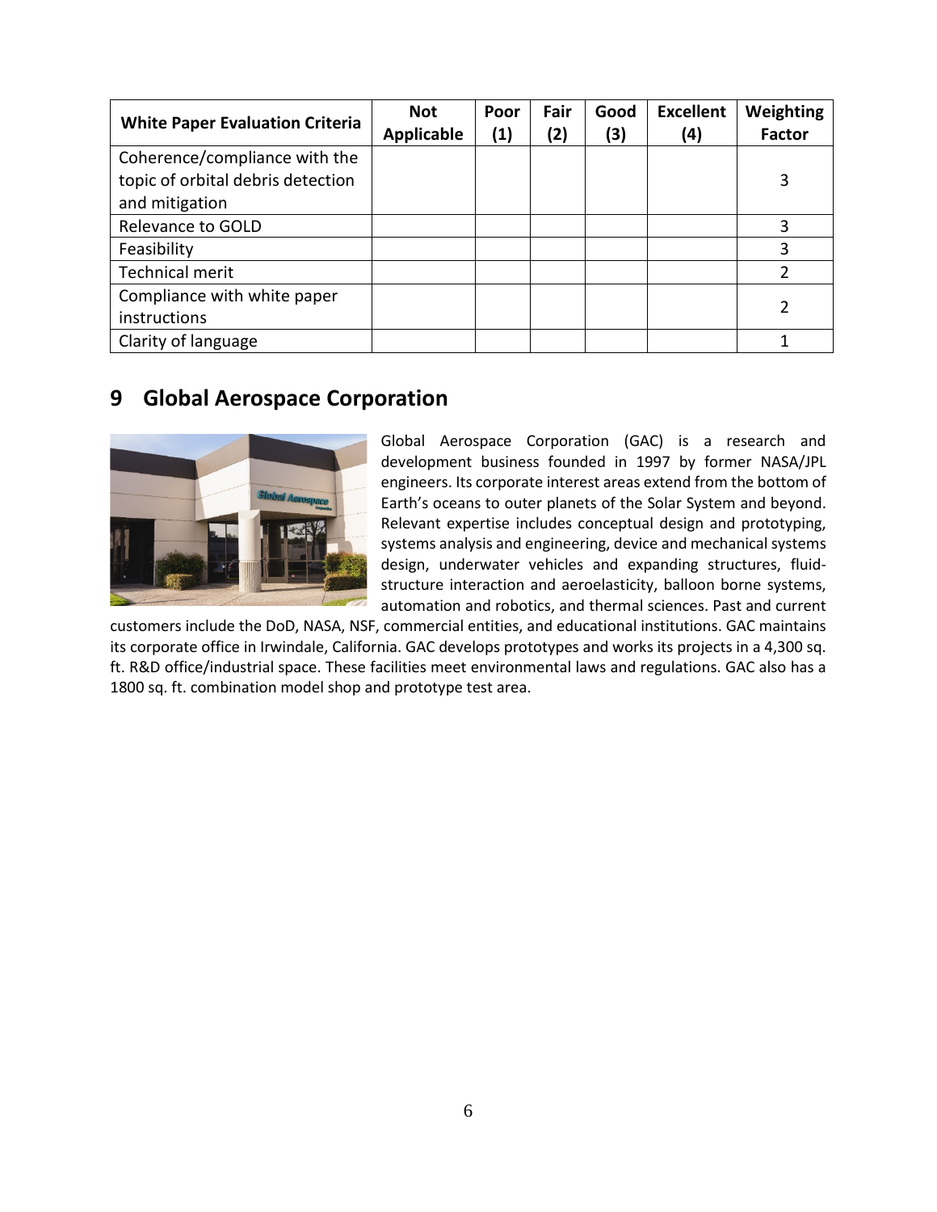| White Paper Evaluation Criteria | Not Applicable | Poor (1) | Fair (2) | Good (3) | Excellent (4) | Weighting Factor |
|---|---|---|---|---|---|---|
| Coherence/compliance with the topic of orbital debris detection and mitigation | | | | | | 3 |
| Relevance to GOLD | | | | | | 3 |
| Feasibility | | | | | | 3 |
| Technical merit | | | | | | 2 |
| Compliance with white paper instructions | | | | | | 2 |
| Clarity of language | | | | | | 1 |

# 9 Global Aerospace Corporation

Global Aerospace Corporation (GAC) is a research and development business founded in 1997 by former NASA/JPL engineers. Its corporate interest areas extend from the bottom of Earth's oceans to outer planets of the Solar System and beyond. Relevant expertise includes conceptual design and prototyping, systems analysis and engineering, device and mechanical systems design, underwater vehicles and expanding structures, fluid-structure interaction and aeroelasticity, balloon borne systems, automation and robotics, and thermal sciences. Past and current customers include the DoD, NASA, NSF, commercial entities, and educational institutions. GAC maintains its corporate office in Irwindale, California. GAC develops prototypes and works its projects in a 4,300 sq. ft. R&D office/industrial space. These facilities meet environmental laws and regulations. GAC also has a 1800 sq. ft. combination model shop and prototype test area.